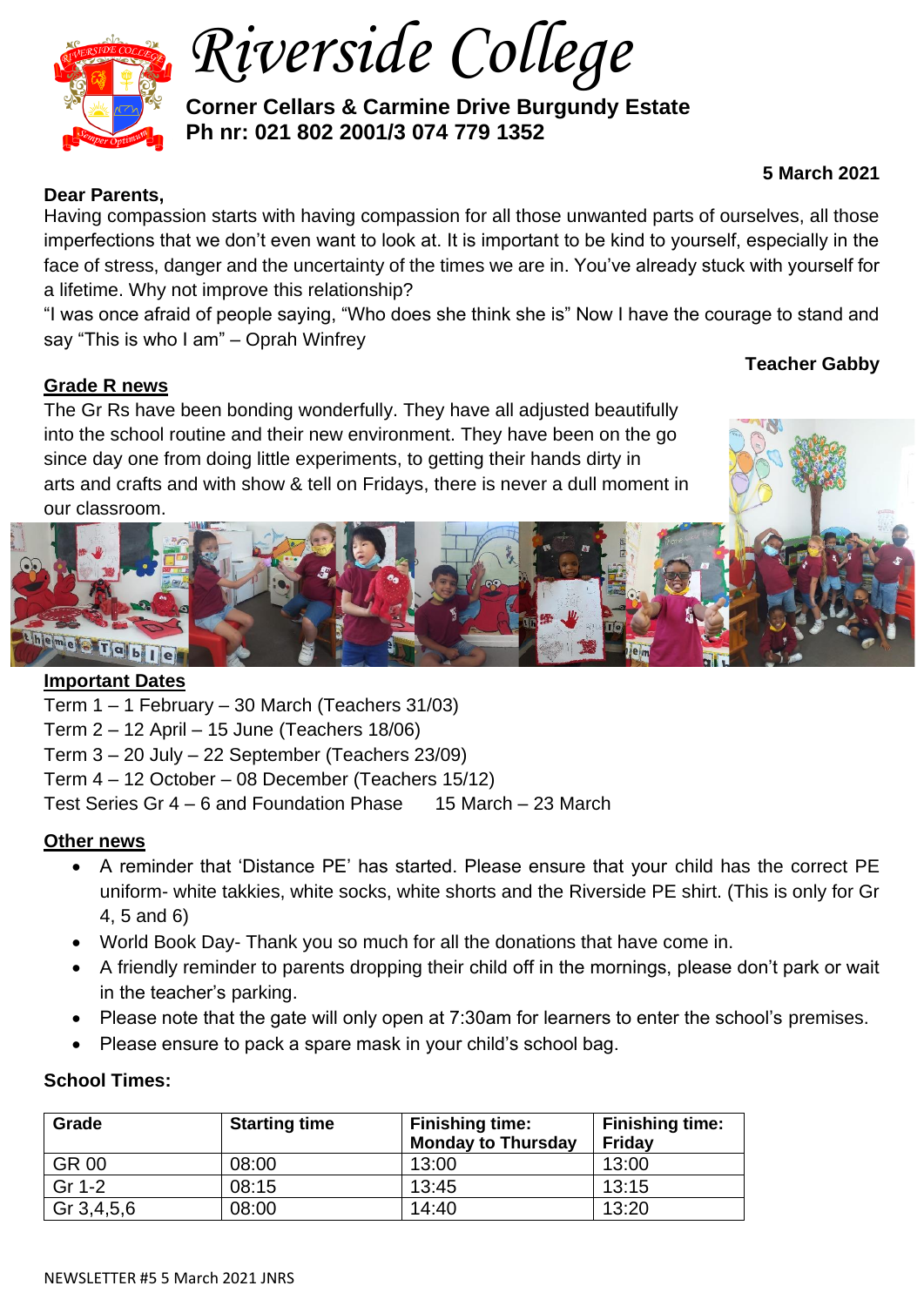# Riverside College

**Corner Cellars & Carmine Drive Burgundy Estate**
**Ph nr: 021 802 2001/3 074 779 1352**

**5 March 2021**

**Dear Parents,**

Having compassion starts with having compassion for all those unwanted parts of ourselves, all those imperfections that we don't even want to look at. It is important to be kind to yourself, especially in the face of stress, danger and the uncertainty of the times we are in. You've already stuck with yourself for a lifetime. Why not improve this relationship?

"I was once afraid of people saying, "Who does she think she is" Now I have the courage to stand and say "This is who I am" – Oprah Winfrey

**Teacher Gabby**

## Grade R news

The Gr Rs have been bonding wonderfully. They have all adjusted beautifully into the school routine and their new environment. They have been on the go since day one from doing little experiments, to getting their hands dirty in arts and crafts and with show & tell on Fridays, there is never a dull moment in our classroom.

## Important Dates

Term 1 – 1 February – 30 March (Teachers 31/03)
Term 2 – 12 April – 15 June (Teachers 18/06)
Term 3 – 20 July – 22 September (Teachers 23/09)
Term 4 – 12 October – 08 December (Teachers 15/12)
Test Series Gr 4 – 6 and Foundation Phase 15 March – 23 March

## Other news

- A reminder that 'Distance PE' has started. Please ensure that your child has the correct PE uniform- white takkies, white socks, white shorts and the Riverside PE shirt. (This is only for Gr 4, 5 and 6)
- World Book Day- Thank you so much for all the donations that have come in.
- A friendly reminder to parents dropping their child off in the mornings, please don't park or wait in the teacher's parking.
- Please note that the gate will only open at 7:30am for learners to enter the school's premises.
- Please ensure to pack a spare mask in your child's school bag.

**School Times:**

| Grade | Starting time | Finishing time: Monday to Thursday | Finishing time: Friday |
|---|---|---|---|
| GR 00 | 08:00 | 13:00 | 13:00 |
| Gr 1-2 | 08:15 | 13:45 | 13:15 |
| Gr 3,4,5,6 | 08:00 | 14:40 | 13:20 |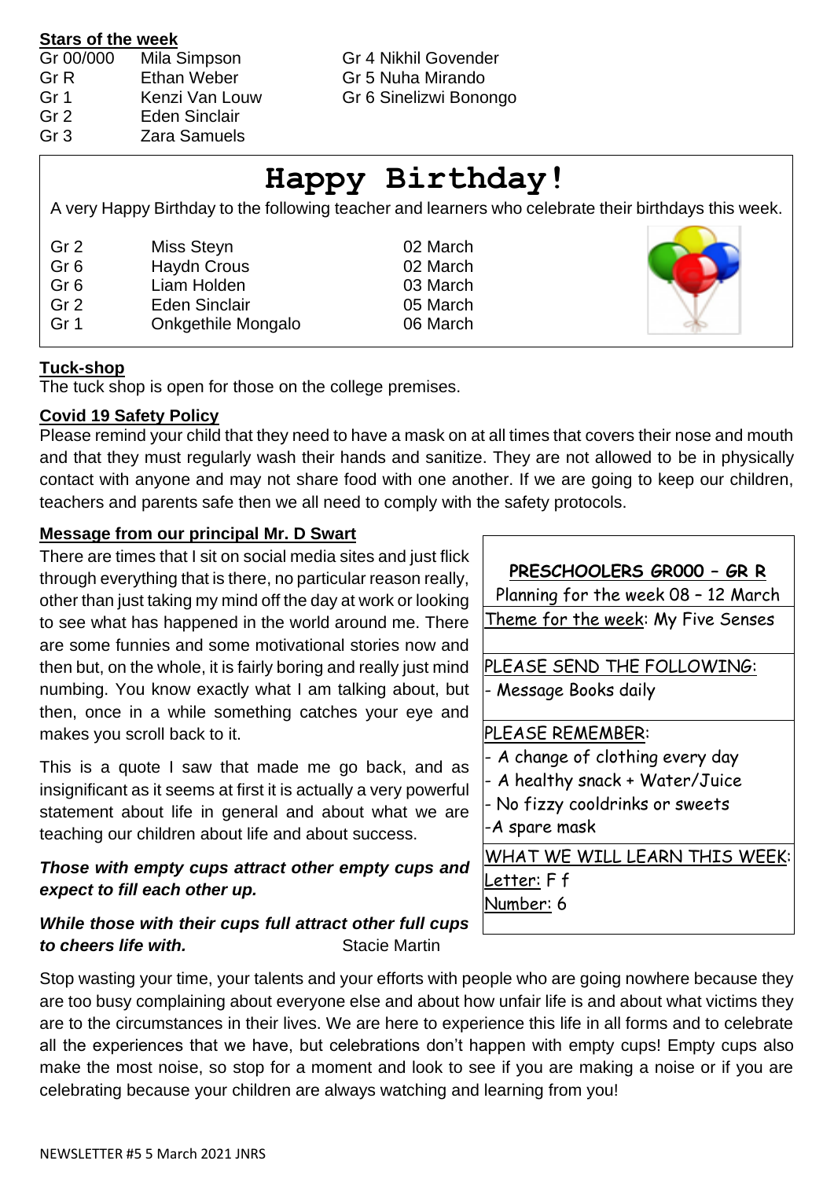**Stars of the week**

| | |
|---|---|
| Gr 00/000 | Mila Simpson |
| Gr R | Ethan Weber |
| Gr 1 | Kenzi Van Louw |
| Gr 2 | Eden Sinclair |
| Gr 3 | Zara Samuels |
| Gr 4 | Nikhil Govender |
| Gr 5 | Nuha Mirando |
| Gr 6 | Sinelizwi Bonongo |

# Happy Birthday!

A very Happy Birthday to the following teacher and learners who celebrate their birthdays this week.

| | | |
|---|---|---|
| Gr 2 | Miss Steyn | 02 March |
| Gr 6 | Haydn Crous | 02 March |
| Gr 6 | Liam Holden | 03 March |
| Gr 2 | Eden Sinclair | 05 March |
| Gr 1 | Onkgethile Mongalo | 06 March |

**Tuck-shop**

The tuck shop is open for those on the college premises.

**Covid 19 Safety Policy**

Please remind your child that they need to have a mask on at all times that covers their nose and mouth and that they must regularly wash their hands and sanitize. They are not allowed to be in physically contact with anyone and may not share food with one another. If we are going to keep our children, teachers and parents safe then we all need to comply with the safety protocols.

**Message from our principal Mr. D Swart**

There are times that I sit on social media sites and just flick through everything that is there, no particular reason really, other than just taking my mind off the day at work or looking to see what has happened in the world around me. There are some funnies and some motivational stories now and then but, on the whole, it is fairly boring and really just mind numbing. You know exactly what I am talking about, but then, once in a while something catches your eye and makes you scroll back to it.

This is a quote I saw that made me go back, and as insignificant as it seems at first it is actually a very powerful statement about life in general and about what we are teaching our children about life and about success.

***Those with empty cups attract other empty cups and expect to fill each other up.***

***While those with their cups full attract other full cups to cheers life with.*** Stacie Martin

Stop wasting your time, your talents and your efforts with people who are going nowhere because they are too busy complaining about everyone else and about how unfair life is and about what victims they are to the circumstances in their lives. We are here to experience this life in all forms and to celebrate all the experiences that we have, but celebrations don't happen with empty cups! Empty cups also make the most noise, so stop for a moment and look to see if you are making a noise or if you are celebrating because your children are always watching and learning from you!

**PRESCHOOLERS GR000 – GR R**

Planning for the week 08 – 12 March

Theme for the week: My Five Senses

PLEASE SEND THE FOLLOWING:
- Message Books daily

PLEASE REMEMBER:
- A change of clothing every day
- A healthy snack + Water/Juice
- No fizzy cooldrinks or sweets
- A spare mask

WHAT WE WILL LEARN THIS WEEK:

Letter: F f

Number: 6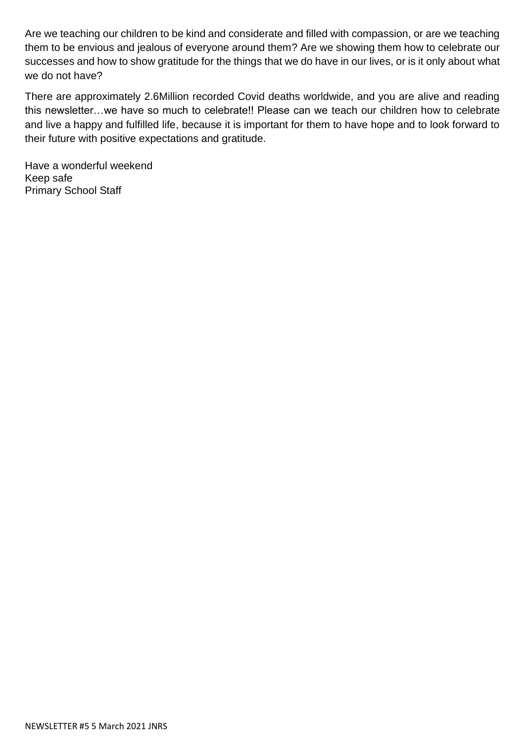Are we teaching our children to be kind and considerate and filled with compassion, or are we teaching them to be envious and jealous of everyone around them? Are we showing them how to celebrate our successes and how to show gratitude for the things that we do have in our lives, or is it only about what we do not have?

There are approximately 2.6Million recorded Covid deaths worldwide, and you are alive and reading this newsletter…we have so much to celebrate!! Please can we teach our children how to celebrate and live a happy and fulfilled life, because it is important for them to have hope and to look forward to their future with positive expectations and gratitude.

Have a wonderful weekend
Keep safe
Primary School Staff